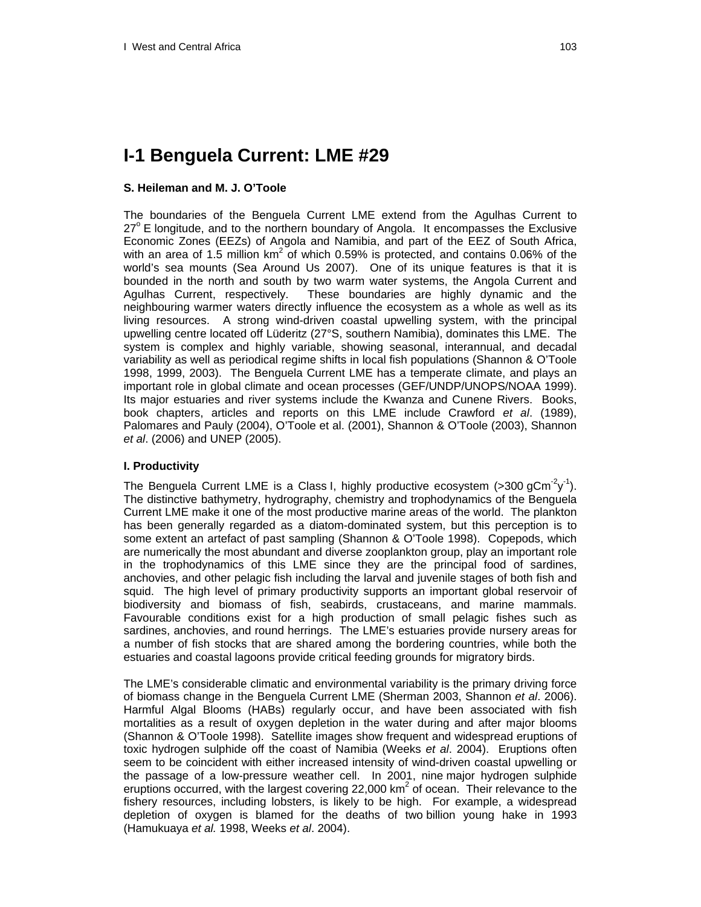# I-1 Benguela Current: LME #29

**S. Heileman and M. J. O'Toole**

The boundaries of the Benguela Current LME extend from the Agulhas Current to 27° E longitude, and to the northern boundary of Angola. It encompasses the Exclusive Economic Zones (EEZs) of Angola and Namibia, and part of the EEZ of South Africa, with an area of 1.5 million km$^2$ of which 0.59% is protected, and contains 0.06% of the world's sea mounts (Sea Around Us 2007). One of its unique features is that it is bounded in the north and south by two warm water systems, the Angola Current and Agulhas Current, respectively. These boundaries are highly dynamic and the neighbouring warmer waters directly influence the ecosystem as a whole as well as its living resources. A strong wind-driven coastal upwelling system, with the principal upwelling centre located off Lüderitz (27°S, southern Namibia), dominates this LME. The system is complex and highly variable, showing seasonal, interannual, and decadal variability as well as periodical regime shifts in local fish populations (Shannon & O'Toole 1998, 1999, 2003). The Benguela Current LME has a temperate climate, and plays an important role in global climate and ocean processes (GEF/UNDP/UNOPS/NOAA 1999). Its major estuaries and river systems include the Kwanza and Cunene Rivers. Books, book chapters, articles and reports on this LME include Crawford *et al*. (1989), Palomares and Pauly (2004), O'Toole et al. (2001), Shannon & O'Toole (2003), Shannon *et al*. (2006) and UNEP (2005).

### I. Productivity

The Benguela Current LME is a Class I, highly productive ecosystem (>300 gCm$^{-2}$y$^{-1}$). The distinctive bathymetry, hydrography, chemistry and trophodynamics of the Benguela Current LME make it one of the most productive marine areas of the world. The plankton has been generally regarded as a diatom-dominated system, but this perception is to some extent an artefact of past sampling (Shannon & O'Toole 1998). Copepods, which are numerically the most abundant and diverse zooplankton group, play an important role in the trophodynamics of this LME since they are the principal food of sardines, anchovies, and other pelagic fish including the larval and juvenile stages of both fish and squid. The high level of primary productivity supports an important global reservoir of biodiversity and biomass of fish, seabirds, crustaceans, and marine mammals. Favourable conditions exist for a high production of small pelagic fishes such as sardines, anchovies, and round herrings. The LME's estuaries provide nursery areas for a number of fish stocks that are shared among the bordering countries, while both the estuaries and coastal lagoons provide critical feeding grounds for migratory birds.

The LME's considerable climatic and environmental variability is the primary driving force of biomass change in the Benguela Current LME (Sherman 2003, Shannon *et al*. 2006). Harmful Algal Blooms (HABs) regularly occur, and have been associated with fish mortalities as a result of oxygen depletion in the water during and after major blooms (Shannon & O'Toole 1998). Satellite images show frequent and widespread eruptions of toxic hydrogen sulphide off the coast of Namibia (Weeks *et al*. 2004). Eruptions often seem to be coincident with either increased intensity of wind-driven coastal upwelling or the passage of a low-pressure weather cell. In 2001, nine major hydrogen sulphide eruptions occurred, with the largest covering 22,000 km$^2$ of ocean. Their relevance to the fishery resources, including lobsters, is likely to be high. For example, a widespread depletion of oxygen is blamed for the deaths of two billion young hake in 1993 (Hamukuaya *et al.* 1998, Weeks *et al*. 2004).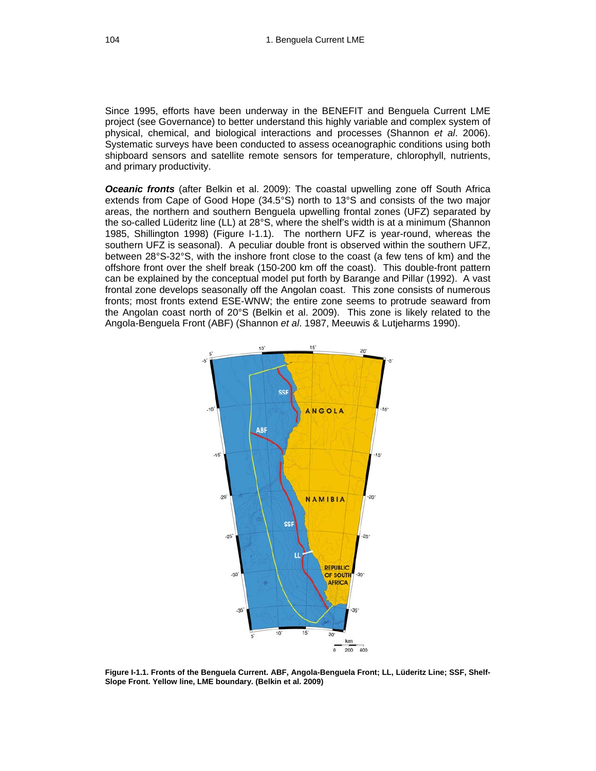Since 1995, efforts have been underway in the BENEFIT and Benguela Current LME project (see Governance) to better understand this highly variable and complex system of physical, chemical, and biological interactions and processes (Shannon *et al*. 2006). Systematic surveys have been conducted to assess oceanographic conditions using both shipboard sensors and satellite remote sensors for temperature, chlorophyll, nutrients, and primary productivity.

***Oceanic fronts*** (after Belkin et al. 2009): The coastal upwelling zone off South Africa extends from Cape of Good Hope (34.5°S) north to 13°S and consists of the two major areas, the northern and southern Benguela upwelling frontal zones (UFZ) separated by the so-called Lüderitz line (LL) at 28°S, where the shelf's width is at a minimum (Shannon 1985, Shillington 1998) (Figure I-1.1). The northern UFZ is year-round, whereas the southern UFZ is seasonal). A peculiar double front is observed within the southern UFZ, between 28°S-32°S, with the inshore front close to the coast (a few tens of km) and the offshore front over the shelf break (150-200 km off the coast). This double-front pattern can be explained by the conceptual model put forth by Barange and Pillar (1992). A vast frontal zone develops seasonally off the Angolan coast. This zone consists of numerous fronts; most fronts extend ESE-WNW; the entire zone seems to protrude seaward from the Angolan coast north of 20°S (Belkin et al. 2009). This zone is likely related to the Angola-Benguela Front (ABF) (Shannon *et al*. 1987, Meeuwis & Lutjeharms 1990).

**Figure I-1.1. Fronts of the Benguela Current. ABF, Angola-Benguela Front; LL, Lüderitz Line; SSF, Shelf-Slope Front. Yellow line, LME boundary. (Belkin et al. 2009)**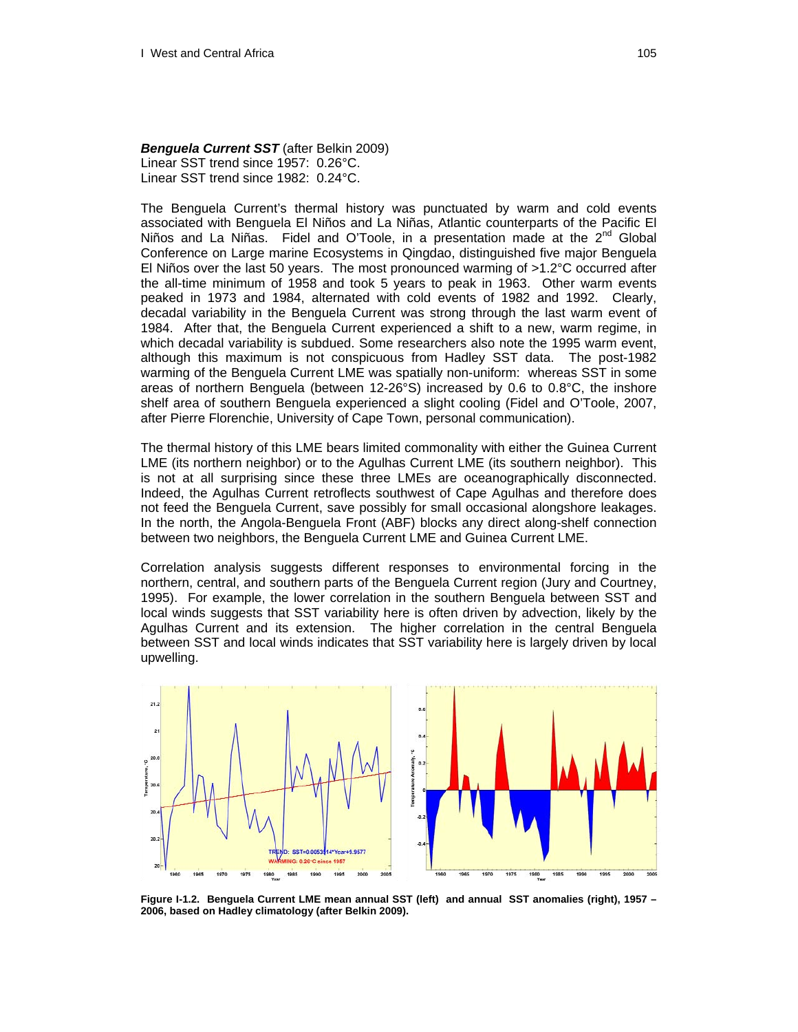***Benguela Current SST*** (after Belkin 2009)
Linear SST trend since 1957: 0.26°C.
Linear SST trend since 1982: 0.24°C.

The Benguela Current's thermal history was punctuated by warm and cold events associated with Benguela El Niños and La Niñas, Atlantic counterparts of the Pacific El Niños and La Niñas. Fidel and O'Toole, in a presentation made at the 2nd Global Conference on Large marine Ecosystems in Qingdao, distinguished five major Benguela El Niños over the last 50 years. The most pronounced warming of >1.2°C occurred after the all-time minimum of 1958 and took 5 years to peak in 1963. Other warm events peaked in 1973 and 1984, alternated with cold events of 1982 and 1992. Clearly, decadal variability in the Benguela Current was strong through the last warm event of 1984. After that, the Benguela Current experienced a shift to a new, warm regime, in which decadal variability is subdued. Some researchers also note the 1995 warm event, although this maximum is not conspicuous from Hadley SST data. The post-1982 warming of the Benguela Current LME was spatially non-uniform: whereas SST in some areas of northern Benguela (between 12-26°S) increased by 0.6 to 0.8°C, the inshore shelf area of southern Benguela experienced a slight cooling (Fidel and O'Toole, 2007, after Pierre Florenchie, University of Cape Town, personal communication).

The thermal history of this LME bears limited commonality with either the Guinea Current LME (its northern neighbor) or to the Agulhas Current LME (its southern neighbor). This is not at all surprising since these three LMEs are oceanographically disconnected. Indeed, the Agulhas Current retroflects southwest of Cape Agulhas and therefore does not feed the Benguela Current, save possibly for small occasional alongshore leakages. In the north, the Angola-Benguela Front (ABF) blocks any direct along-shelf connection between two neighbors, the Benguela Current LME and Guinea Current LME.

Correlation analysis suggests different responses to environmental forcing in the northern, central, and southern parts of the Benguela Current region (Jury and Courtney, 1995). For example, the lower correlation in the southern Benguela between SST and local winds suggests that SST variability here is often driven by advection, likely by the Agulhas Current and its extension. The higher correlation in the central Benguela between SST and local winds indicates that SST variability here is largely driven by local upwelling.

**Figure I-1.2. Benguela Current LME mean annual SST (left) and annual SST anomalies (right), 1957 – 2006, based on Hadley climatology (after Belkin 2009).**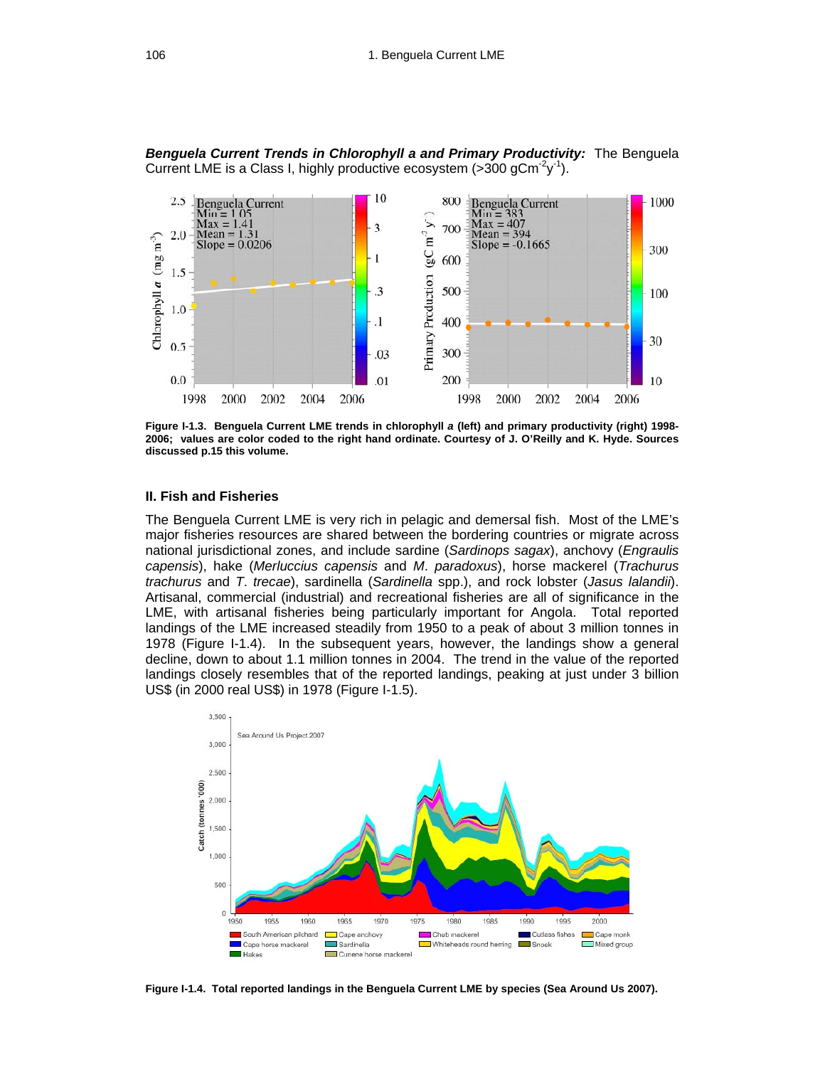***Benguela Current Trends in Chlorophyll a and Primary Productivity:*** The Benguela Current LME is a Class I, highly productive ecosystem (>300 $gCm^{-2}y^{-1}$).

**Figure I-1.3. Benguela Current LME trends in chlorophyll *a* (left) and primary productivity (right) 1998-2006; values are color coded to the right hand ordinate. Courtesy of J. O'Reilly and K. Hyde. Sources discussed p.15 this volume.**

### II. Fish and Fisheries

The Benguela Current LME is very rich in pelagic and demersal fish. Most of the LME's major fisheries resources are shared between the bordering countries or migrate across national jurisdictional zones, and include sardine (*Sardinops sagax*), anchovy (*Engraulis capensis*), hake (*Merluccius capensis* and *M. paradoxus*), horse mackerel (*Trachurus trachurus* and *T. trecae*), sardinella (*Sardinella* spp.), and rock lobster (*Jasus lalandii*). Artisanal, commercial (industrial) and recreational fisheries are all of significance in the LME, with artisanal fisheries being particularly important for Angola. Total reported landings of the LME increased steadily from 1950 to a peak of about 3 million tonnes in 1978 (Figure I-1.4). In the subsequent years, however, the landings show a general decline, down to about 1.1 million tonnes in 2004. The trend in the value of the reported landings closely resembles that of the reported landings, peaking at just under 3 billion US$ (in 2000 real US$) in 1978 (Figure I-1.5).

**Figure I-1.4. Total reported landings in the Benguela Current LME by species (Sea Around Us 2007).**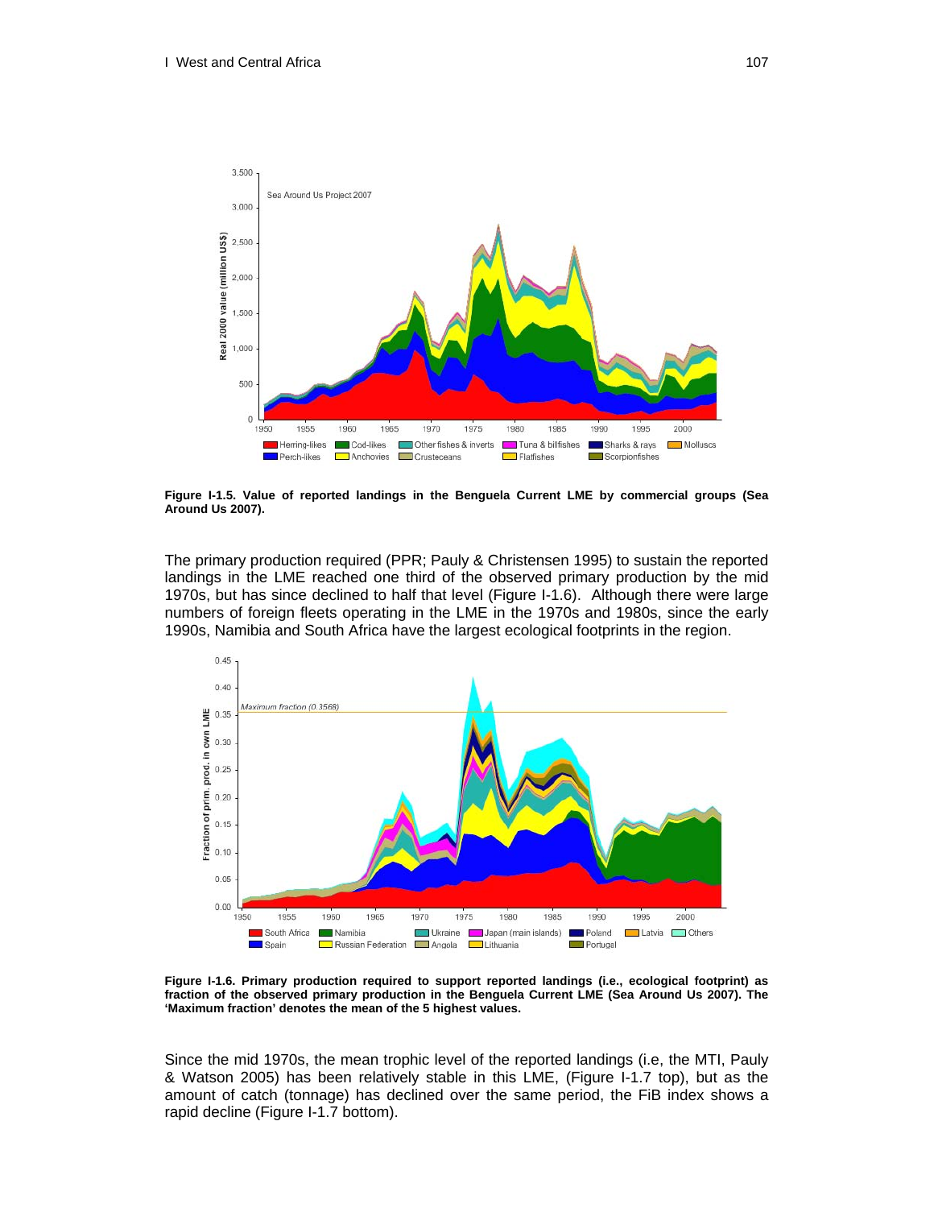**Figure I-1.5. Value of reported landings in the Benguela Current LME by commercial groups (Sea Around Us 2007).**

The primary production required (PPR; Pauly & Christensen 1995) to sustain the reported landings in the LME reached one third of the observed primary production by the mid 1970s, but has since declined to half that level (Figure I-1.6). Although there were large numbers of foreign fleets operating in the LME in the 1970s and 1980s, since the early 1990s, Namibia and South Africa have the largest ecological footprints in the region.

**Figure I-1.6. Primary production required to support reported landings (i.e., ecological footprint) as fraction of the observed primary production in the Benguela Current LME (Sea Around Us 2007). The 'Maximum fraction' denotes the mean of the 5 highest values.**

Since the mid 1970s, the mean trophic level of the reported landings (i.e, the MTI, Pauly & Watson 2005) has been relatively stable in this LME, (Figure I-1.7 top), but as the amount of catch (tonnage) has declined over the same period, the FiB index shows a rapid decline (Figure I-1.7 bottom).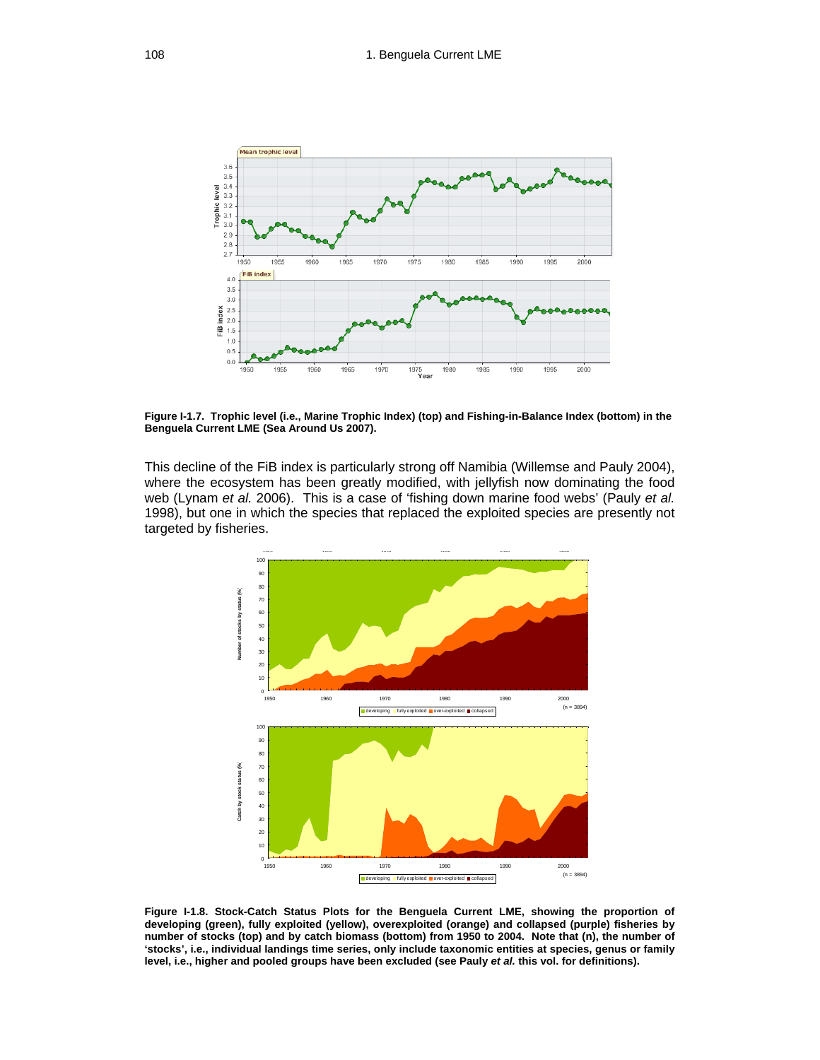**Figure I-1.7. Trophic level (i.e., Marine Trophic Index) (top) and Fishing-in-Balance Index (bottom) in the Benguela Current LME (Sea Around Us 2007).**

This decline of the FiB index is particularly strong off Namibia (Willemse and Pauly 2004), where the ecosystem has been greatly modified, with jellyfish now dominating the food web (Lynam *et al.* 2006). This is a case of 'fishing down marine food webs' (Pauly *et al.* 1998), but one in which the species that replaced the exploited species are presently not targeted by fisheries.

**Figure I-1.8. Stock-Catch Status Plots for the Benguela Current LME, showing the proportion of developing (green), fully exploited (yellow), overexploited (orange) and collapsed (purple) fisheries by number of stocks (top) and by catch biomass (bottom) from 1950 to 2004. Note that (n), the number of 'stocks', i.e., individual landings time series, only include taxonomic entities at species, genus or family level, i.e., higher and pooled groups have been excluded (see Pauly *et al.* this vol. for definitions).**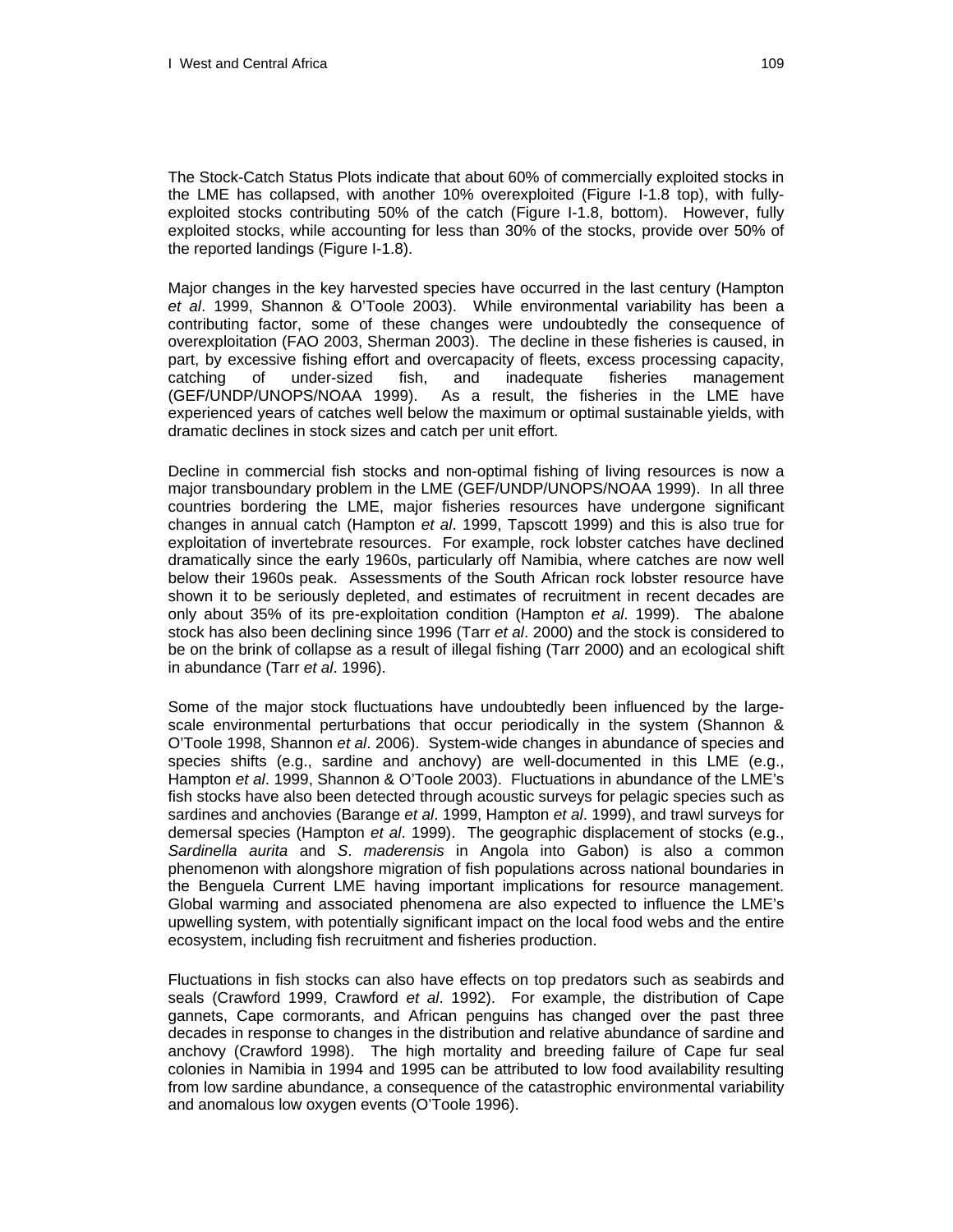The Stock-Catch Status Plots indicate that about 60% of commercially exploited stocks in the LME has collapsed, with another 10% overexploited (Figure I-1.8 top), with fully-exploited stocks contributing 50% of the catch (Figure I-1.8, bottom). However, fully exploited stocks, while accounting for less than 30% of the stocks, provide over 50% of the reported landings (Figure I-1.8).

Major changes in the key harvested species have occurred in the last century (Hampton *et al*. 1999, Shannon & O'Toole 2003). While environmental variability has been a contributing factor, some of these changes were undoubtedly the consequence of overexploitation (FAO 2003, Sherman 2003). The decline in these fisheries is caused, in part, by excessive fishing effort and overcapacity of fleets, excess processing capacity, catching of under-sized fish, and inadequate fisheries management (GEF/UNDP/UNOPS/NOAA 1999). As a result, the fisheries in the LME have experienced years of catches well below the maximum or optimal sustainable yields, with dramatic declines in stock sizes and catch per unit effort.

Decline in commercial fish stocks and non-optimal fishing of living resources is now a major transboundary problem in the LME (GEF/UNDP/UNOPS/NOAA 1999). In all three countries bordering the LME, major fisheries resources have undergone significant changes in annual catch (Hampton *et al*. 1999, Tapscott 1999) and this is also true for exploitation of invertebrate resources. For example, rock lobster catches have declined dramatically since the early 1960s, particularly off Namibia, where catches are now well below their 1960s peak. Assessments of the South African rock lobster resource have shown it to be seriously depleted, and estimates of recruitment in recent decades are only about 35% of its pre-exploitation condition (Hampton *et al*. 1999). The abalone stock has also been declining since 1996 (Tarr *et al*. 2000) and the stock is considered to be on the brink of collapse as a result of illegal fishing (Tarr 2000) and an ecological shift in abundance (Tarr *et al*. 1996).

Some of the major stock fluctuations have undoubtedly been influenced by the large-scale environmental perturbations that occur periodically in the system (Shannon & O'Toole 1998, Shannon *et al*. 2006). System-wide changes in abundance of species and species shifts (e.g., sardine and anchovy) are well-documented in this LME (e.g., Hampton *et al*. 1999, Shannon & O'Toole 2003). Fluctuations in abundance of the LME's fish stocks have also been detected through acoustic surveys for pelagic species such as sardines and anchovies (Barange *et al*. 1999, Hampton *et al*. 1999), and trawl surveys for demersal species (Hampton *et al*. 1999). The geographic displacement of stocks (e.g., *Sardinella aurita* and *S*. *maderensis* in Angola into Gabon) is also a common phenomenon with alongshore migration of fish populations across national boundaries in the Benguela Current LME having important implications for resource management. Global warming and associated phenomena are also expected to influence the LME's upwelling system, with potentially significant impact on the local food webs and the entire ecosystem, including fish recruitment and fisheries production.

Fluctuations in fish stocks can also have effects on top predators such as seabirds and seals (Crawford 1999, Crawford *et al*. 1992). For example, the distribution of Cape gannets, Cape cormorants, and African penguins has changed over the past three decades in response to changes in the distribution and relative abundance of sardine and anchovy (Crawford 1998). The high mortality and breeding failure of Cape fur seal colonies in Namibia in 1994 and 1995 can be attributed to low food availability resulting from low sardine abundance, a consequence of the catastrophic environmental variability and anomalous low oxygen events (O'Toole 1996).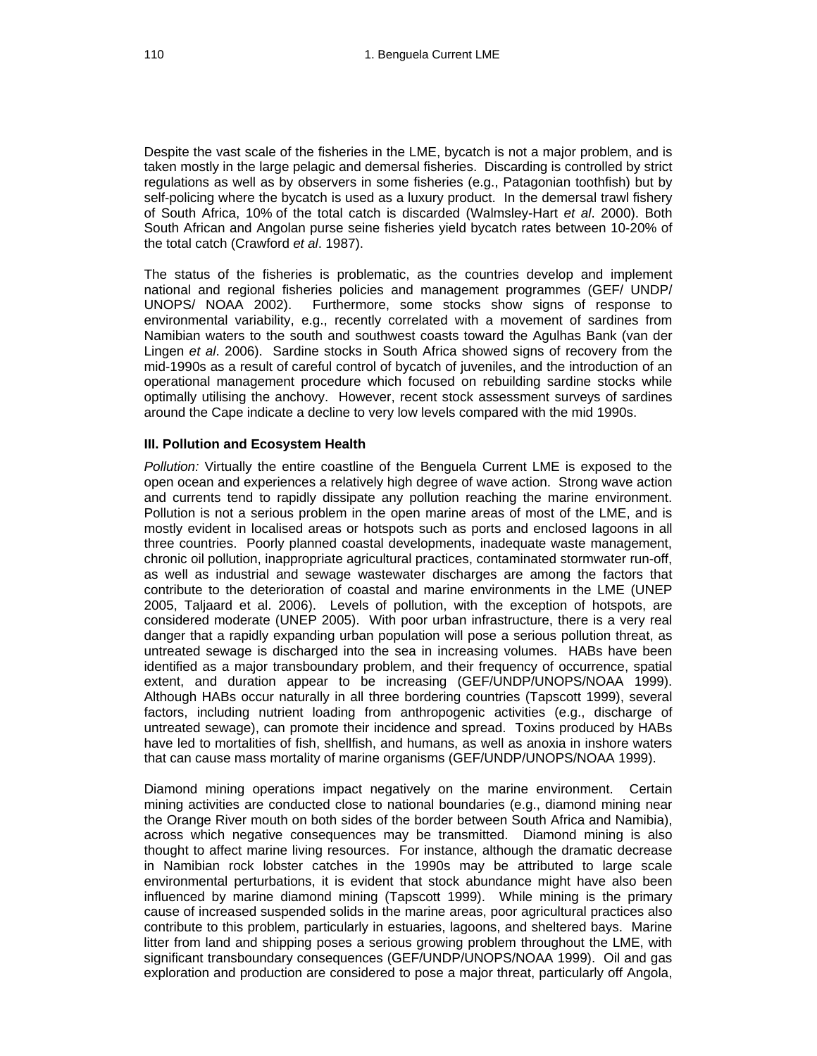Despite the vast scale of the fisheries in the LME, bycatch is not a major problem, and is taken mostly in the large pelagic and demersal fisheries. Discarding is controlled by strict regulations as well as by observers in some fisheries (e.g., Patagonian toothfish) but by self-policing where the bycatch is used as a luxury product. In the demersal trawl fishery of South Africa, 10% of the total catch is discarded (Walmsley-Hart *et al*. 2000). Both South African and Angolan purse seine fisheries yield bycatch rates between 10-20% of the total catch (Crawford *et al*. 1987).

The status of the fisheries is problematic, as the countries develop and implement national and regional fisheries policies and management programmes (GEF/ UNDP/ UNOPS/ NOAA 2002). Furthermore, some stocks show signs of response to environmental variability, e.g., recently correlated with a movement of sardines from Namibian waters to the south and southwest coasts toward the Agulhas Bank (van der Lingen *et al*. 2006). Sardine stocks in South Africa showed signs of recovery from the mid-1990s as a result of careful control of bycatch of juveniles, and the introduction of an operational management procedure which focused on rebuilding sardine stocks while optimally utilising the anchovy. However, recent stock assessment surveys of sardines around the Cape indicate a decline to very low levels compared with the mid 1990s.

### III. Pollution and Ecosystem Health

*Pollution:* Virtually the entire coastline of the Benguela Current LME is exposed to the open ocean and experiences a relatively high degree of wave action. Strong wave action and currents tend to rapidly dissipate any pollution reaching the marine environment. Pollution is not a serious problem in the open marine areas of most of the LME, and is mostly evident in localised areas or hotspots such as ports and enclosed lagoons in all three countries. Poorly planned coastal developments, inadequate waste management, chronic oil pollution, inappropriate agricultural practices, contaminated stormwater run-off, as well as industrial and sewage wastewater discharges are among the factors that contribute to the deterioration of coastal and marine environments in the LME (UNEP 2005, Taljaard et al. 2006). Levels of pollution, with the exception of hotspots, are considered moderate (UNEP 2005). With poor urban infrastructure, there is a very real danger that a rapidly expanding urban population will pose a serious pollution threat, as untreated sewage is discharged into the sea in increasing volumes. HABs have been identified as a major transboundary problem, and their frequency of occurrence, spatial extent, and duration appear to be increasing (GEF/UNDP/UNOPS/NOAA 1999). Although HABs occur naturally in all three bordering countries (Tapscott 1999), several factors, including nutrient loading from anthropogenic activities (e.g., discharge of untreated sewage), can promote their incidence and spread. Toxins produced by HABs have led to mortalities of fish, shellfish, and humans, as well as anoxia in inshore waters that can cause mass mortality of marine organisms (GEF/UNDP/UNOPS/NOAA 1999).

Diamond mining operations impact negatively on the marine environment. Certain mining activities are conducted close to national boundaries (e.g., diamond mining near the Orange River mouth on both sides of the border between South Africa and Namibia), across which negative consequences may be transmitted. Diamond mining is also thought to affect marine living resources. For instance, although the dramatic decrease in Namibian rock lobster catches in the 1990s may be attributed to large scale environmental perturbations, it is evident that stock abundance might have also been influenced by marine diamond mining (Tapscott 1999). While mining is the primary cause of increased suspended solids in the marine areas, poor agricultural practices also contribute to this problem, particularly in estuaries, lagoons, and sheltered bays. Marine litter from land and shipping poses a serious growing problem throughout the LME, with significant transboundary consequences (GEF/UNDP/UNOPS/NOAA 1999). Oil and gas exploration and production are considered to pose a major threat, particularly off Angola,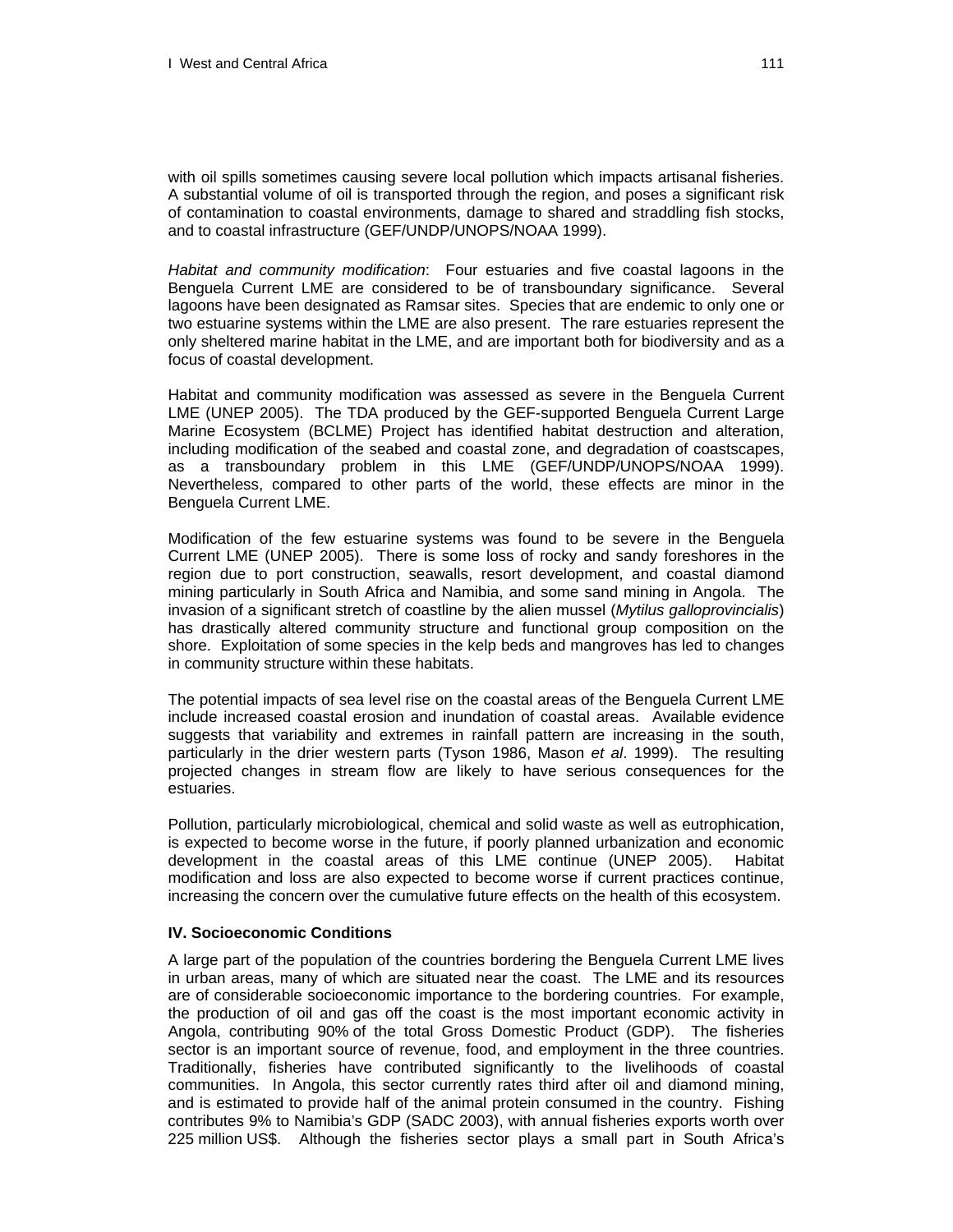with oil spills sometimes causing severe local pollution which impacts artisanal fisheries. A substantial volume of oil is transported through the region, and poses a significant risk of contamination to coastal environments, damage to shared and straddling fish stocks, and to coastal infrastructure (GEF/UNDP/UNOPS/NOAA 1999).

*Habitat and community modification*: Four estuaries and five coastal lagoons in the Benguela Current LME are considered to be of transboundary significance. Several lagoons have been designated as Ramsar sites. Species that are endemic to only one or two estuarine systems within the LME are also present. The rare estuaries represent the only sheltered marine habitat in the LME, and are important both for biodiversity and as a focus of coastal development.

Habitat and community modification was assessed as severe in the Benguela Current LME (UNEP 2005). The TDA produced by the GEF-supported Benguela Current Large Marine Ecosystem (BCLME) Project has identified habitat destruction and alteration, including modification of the seabed and coastal zone, and degradation of coastscapes, as a transboundary problem in this LME (GEF/UNDP/UNOPS/NOAA 1999). Nevertheless, compared to other parts of the world, these effects are minor in the Benguela Current LME.

Modification of the few estuarine systems was found to be severe in the Benguela Current LME (UNEP 2005). There is some loss of rocky and sandy foreshores in the region due to port construction, seawalls, resort development, and coastal diamond mining particularly in South Africa and Namibia, and some sand mining in Angola. The invasion of a significant stretch of coastline by the alien mussel (*Mytilus galloprovincialis*) has drastically altered community structure and functional group composition on the shore. Exploitation of some species in the kelp beds and mangroves has led to changes in community structure within these habitats.

The potential impacts of sea level rise on the coastal areas of the Benguela Current LME include increased coastal erosion and inundation of coastal areas. Available evidence suggests that variability and extremes in rainfall pattern are increasing in the south, particularly in the drier western parts (Tyson 1986, Mason *et al*. 1999). The resulting projected changes in stream flow are likely to have serious consequences for the estuaries.

Pollution, particularly microbiological, chemical and solid waste as well as eutrophication, is expected to become worse in the future, if poorly planned urbanization and economic development in the coastal areas of this LME continue (UNEP 2005). Habitat modification and loss are also expected to become worse if current practices continue, increasing the concern over the cumulative future effects on the health of this ecosystem.

### IV. Socioeconomic Conditions

A large part of the population of the countries bordering the Benguela Current LME lives in urban areas, many of which are situated near the coast. The LME and its resources are of considerable socioeconomic importance to the bordering countries. For example, the production of oil and gas off the coast is the most important economic activity in Angola, contributing 90% of the total Gross Domestic Product (GDP). The fisheries sector is an important source of revenue, food, and employment in the three countries. Traditionally, fisheries have contributed significantly to the livelihoods of coastal communities. In Angola, this sector currently rates third after oil and diamond mining, and is estimated to provide half of the animal protein consumed in the country. Fishing contributes 9% to Namibia's GDP (SADC 2003), with annual fisheries exports worth over 225 million US$. Although the fisheries sector plays a small part in South Africa's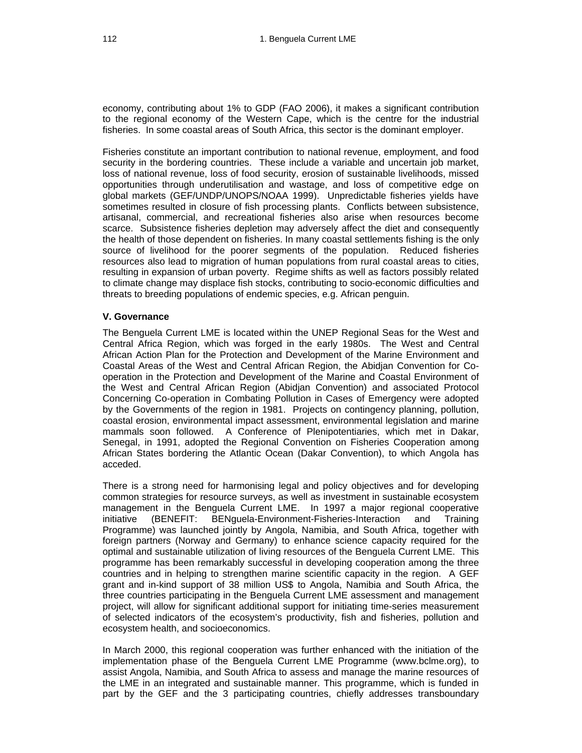economy, contributing about 1% to GDP (FAO 2006), it makes a significant contribution to the regional economy of the Western Cape, which is the centre for the industrial fisheries. In some coastal areas of South Africa, this sector is the dominant employer.

Fisheries constitute an important contribution to national revenue, employment, and food security in the bordering countries. These include a variable and uncertain job market, loss of national revenue, loss of food security, erosion of sustainable livelihoods, missed opportunities through underutilisation and wastage, and loss of competitive edge on global markets (GEF/UNDP/UNOPS/NOAA 1999). Unpredictable fisheries yields have sometimes resulted in closure of fish processing plants. Conflicts between subsistence, artisanal, commercial, and recreational fisheries also arise when resources become scarce. Subsistence fisheries depletion may adversely affect the diet and consequently the health of those dependent on fisheries. In many coastal settlements fishing is the only source of livelihood for the poorer segments of the population. Reduced fisheries resources also lead to migration of human populations from rural coastal areas to cities, resulting in expansion of urban poverty. Regime shifts as well as factors possibly related to climate change may displace fish stocks, contributing to socio-economic difficulties and threats to breeding populations of endemic species, e.g. African penguin.

### V. Governance

The Benguela Current LME is located within the UNEP Regional Seas for the West and Central Africa Region, which was forged in the early 1980s. The West and Central African Action Plan for the Protection and Development of the Marine Environment and Coastal Areas of the West and Central African Region, the Abidjan Convention for Co-operation in the Protection and Development of the Marine and Coastal Environment of the West and Central African Region (Abidjan Convention) and associated Protocol Concerning Co-operation in Combating Pollution in Cases of Emergency were adopted by the Governments of the region in 1981. Projects on contingency planning, pollution, coastal erosion, environmental impact assessment, environmental legislation and marine mammals soon followed. A Conference of Plenipotentiaries, which met in Dakar, Senegal, in 1991, adopted the Regional Convention on Fisheries Cooperation among African States bordering the Atlantic Ocean (Dakar Convention), to which Angola has acceded.

There is a strong need for harmonising legal and policy objectives and for developing common strategies for resource surveys, as well as investment in sustainable ecosystem management in the Benguela Current LME. In 1997 a major regional cooperative initiative (BENEFIT: BENguela-Environment-Fisheries-Interaction and Training Programme) was launched jointly by Angola, Namibia, and South Africa, together with foreign partners (Norway and Germany) to enhance science capacity required for the optimal and sustainable utilization of living resources of the Benguela Current LME. This programme has been remarkably successful in developing cooperation among the three countries and in helping to strengthen marine scientific capacity in the region. A GEF grant and in-kind support of 38 million US$ to Angola, Namibia and South Africa, the three countries participating in the Benguela Current LME assessment and management project, will allow for significant additional support for initiating time-series measurement of selected indicators of the ecosystem's productivity, fish and fisheries, pollution and ecosystem health, and socioeconomics.

In March 2000, this regional cooperation was further enhanced with the initiation of the implementation phase of the Benguela Current LME Programme (www.bclme.org), to assist Angola, Namibia, and South Africa to assess and manage the marine resources of the LME in an integrated and sustainable manner. This programme, which is funded in part by the GEF and the 3 participating countries, chiefly addresses transboundary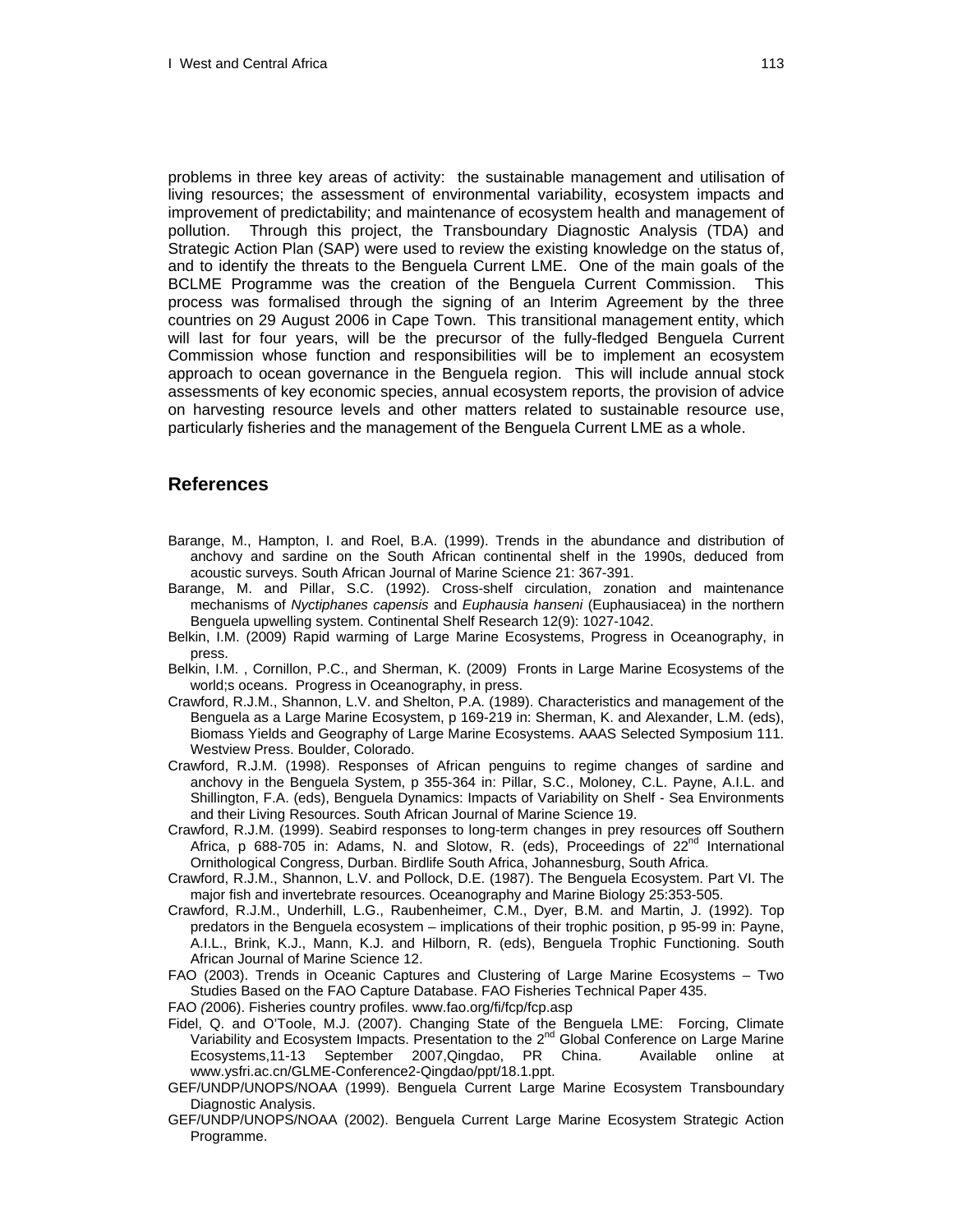problems in three key areas of activity: the sustainable management and utilisation of living resources; the assessment of environmental variability, ecosystem impacts and improvement of predictability; and maintenance of ecosystem health and management of pollution. Through this project, the Transboundary Diagnostic Analysis (TDA) and Strategic Action Plan (SAP) were used to review the existing knowledge on the status of, and to identify the threats to the Benguela Current LME. One of the main goals of the BCLME Programme was the creation of the Benguela Current Commission. This process was formalised through the signing of an Interim Agreement by the three countries on 29 August 2006 in Cape Town. This transitional management entity, which will last for four years, will be the precursor of the fully-fledged Benguela Current Commission whose function and responsibilities will be to implement an ecosystem approach to ocean governance in the Benguela region. This will include annual stock assessments of key economic species, annual ecosystem reports, the provision of advice on harvesting resource levels and other matters related to sustainable resource use, particularly fisheries and the management of the Benguela Current LME as a whole.

## References

Barange, M., Hampton, I. and Roel, B.A. (1999). Trends in the abundance and distribution of anchovy and sardine on the South African continental shelf in the 1990s, deduced from acoustic surveys. South African Journal of Marine Science 21: 367-391.

Barange, M. and Pillar, S.C. (1992). Cross-shelf circulation, zonation and maintenance mechanisms of *Nyctiphanes capensis* and *Euphausia hanseni* (Euphausiacea) in the northern Benguela upwelling system. Continental Shelf Research 12(9): 1027-1042.

Belkin, I.M. (2009) Rapid warming of Large Marine Ecosystems, Progress in Oceanography, in press.

Belkin, I.M. , Cornillon, P.C., and Sherman, K. (2009) Fronts in Large Marine Ecosystems of the world;s oceans. Progress in Oceanography, in press.

Crawford, R.J.M., Shannon, L.V. and Shelton, P.A. (1989). Characteristics and management of the Benguela as a Large Marine Ecosystem, p 169-219 in: Sherman, K. and Alexander, L.M. (eds), Biomass Yields and Geography of Large Marine Ecosystems. AAAS Selected Symposium 111. Westview Press. Boulder, Colorado.

Crawford, R.J.M. (1998). Responses of African penguins to regime changes of sardine and anchovy in the Benguela System, p 355-364 in: Pillar, S.C., Moloney, C.L. Payne, A.I.L. and Shillington, F.A. (eds), Benguela Dynamics: Impacts of Variability on Shelf - Sea Environments and their Living Resources. South African Journal of Marine Science 19.

Crawford, R.J.M. (1999). Seabird responses to long-term changes in prey resources off Southern Africa, p 688-705 in: Adams, N. and Slotow, R. (eds), Proceedings of 22nd International Ornithological Congress, Durban. Birdlife South Africa, Johannesburg, South Africa.

Crawford, R.J.M., Shannon, L.V. and Pollock, D.E. (1987). The Benguela Ecosystem. Part VI. The major fish and invertebrate resources. Oceanography and Marine Biology 25:353-505.

Crawford, R.J.M., Underhill, L.G., Raubenheimer, C.M., Dyer, B.M. and Martin, J. (1992). Top predators in the Benguela ecosystem – implications of their trophic position, p 95-99 in: Payne, A.I.L., Brink, K.J., Mann, K.J. and Hilborn, R. (eds), Benguela Trophic Functioning. South African Journal of Marine Science 12.

FAO (2003). Trends in Oceanic Captures and Clustering of Large Marine Ecosystems – Two Studies Based on the FAO Capture Database. FAO Fisheries Technical Paper 435.

FAO *(*2006). Fisheries country profiles. www.fao.org/fi/fcp/fcp.asp

Fidel, Q. and O'Toole, M.J. (2007). Changing State of the Benguela LME: Forcing, Climate Variability and Ecosystem Impacts. Presentation to the 2nd Global Conference on Large Marine Ecosystems,11-13 September 2007,Qingdao, PR China. Available online at www.ysfri.ac.cn/GLME-Conference2-Qingdao/ppt/18.1.ppt.

GEF/UNDP/UNOPS/NOAA (1999). Benguela Current Large Marine Ecosystem Transboundary Diagnostic Analysis.

GEF/UNDP/UNOPS/NOAA (2002). Benguela Current Large Marine Ecosystem Strategic Action Programme.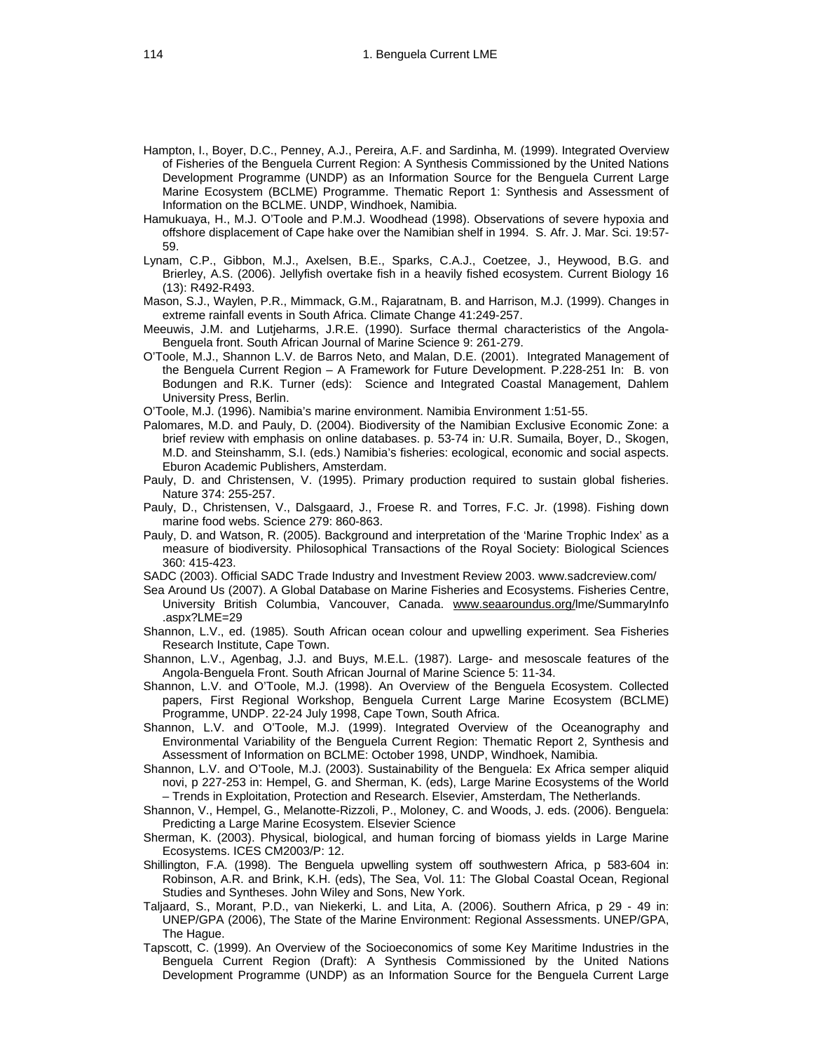Hampton, I., Boyer, D.C., Penney, A.J., Pereira, A.F. and Sardinha, M. (1999). Integrated Overview of Fisheries of the Benguela Current Region: A Synthesis Commissioned by the United Nations Development Programme (UNDP) as an Information Source for the Benguela Current Large Marine Ecosystem (BCLME) Programme. Thematic Report 1: Synthesis and Assessment of Information on the BCLME. UNDP, Windhoek, Namibia.

Hamukuaya, H., M.J. O'Toole and P.M.J. Woodhead (1998). Observations of severe hypoxia and offshore displacement of Cape hake over the Namibian shelf in 1994. S. Afr. J. Mar. Sci. 19:57-59.

Lynam, C.P., Gibbon, M.J., Axelsen, B.E., Sparks, C.A.J., Coetzee, J., Heywood, B.G. and Brierley, A.S. (2006). Jellyfish overtake fish in a heavily fished ecosystem. Current Biology 16 (13): R492-R493.

Mason, S.J., Waylen, P.R., Mimmack, G.M., Rajaratnam, B. and Harrison, M.J. (1999). Changes in extreme rainfall events in South Africa. Climate Change 41:249-257.

Meeuwis, J.M. and Lutjeharms, J.R.E. (1990). Surface thermal characteristics of the Angola-Benguela front. South African Journal of Marine Science 9: 261-279.

O'Toole, M.J., Shannon L.V. de Barros Neto, and Malan, D.E. (2001). Integrated Management of the Benguela Current Region – A Framework for Future Development. P.228-251 In: B. von Bodungen and R.K. Turner (eds): Science and Integrated Coastal Management, Dahlem University Press, Berlin.

O'Toole, M.J. (1996). Namibia's marine environment. Namibia Environment 1:51-55.

Palomares, M.D. and Pauly, D. (2004). Biodiversity of the Namibian Exclusive Economic Zone: a brief review with emphasis on online databases. p. 53-74 in*:* U.R. Sumaila, Boyer, D., Skogen, M.D. and Steinshamm, S.I. (eds.) Namibia's fisheries: ecological, economic and social aspects. Eburon Academic Publishers, Amsterdam.

Pauly, D. and Christensen, V. (1995). Primary production required to sustain global fisheries. Nature 374: 255-257.

Pauly, D., Christensen, V., Dalsgaard, J., Froese R. and Torres, F.C. Jr. (1998). Fishing down marine food webs. Science 279: 860-863.

Pauly, D. and Watson, R. (2005). Background and interpretation of the 'Marine Trophic Index' as a measure of biodiversity. Philosophical Transactions of the Royal Society: Biological Sciences 360: 415-423.

SADC (2003). Official SADC Trade Industry and Investment Review 2003. www.sadcreview.com/

Sea Around Us (2007). A Global Database on Marine Fisheries and Ecosystems. Fisheries Centre, University British Columbia, Vancouver, Canada. www.seaaroundus.org/lme/SummaryInfo.aspx?LME=29

Shannon, L.V., ed. (1985). South African ocean colour and upwelling experiment. Sea Fisheries Research Institute, Cape Town.

Shannon, L.V., Agenbag, J.J. and Buys, M.E.L. (1987). Large- and mesoscale features of the Angola-Benguela Front. South African Journal of Marine Science 5: 11-34.

Shannon, L.V. and O'Toole, M.J. (1998). An Overview of the Benguela Ecosystem. Collected papers, First Regional Workshop, Benguela Current Large Marine Ecosystem (BCLME) Programme, UNDP. 22-24 July 1998, Cape Town, South Africa.

Shannon, L.V. and O'Toole, M.J. (1999). Integrated Overview of the Oceanography and Environmental Variability of the Benguela Current Region: Thematic Report 2, Synthesis and Assessment of Information on BCLME: October 1998, UNDP, Windhoek, Namibia.

Shannon, L.V. and O'Toole, M.J. (2003). Sustainability of the Benguela: Ex Africa semper aliquid novi, p 227-253 in: Hempel, G. and Sherman, K. (eds), Large Marine Ecosystems of the World – Trends in Exploitation, Protection and Research. Elsevier, Amsterdam, The Netherlands.

Shannon, V., Hempel, G., Melanotte-Rizzoli, P., Moloney, C. and Woods, J. eds. (2006). Benguela: Predicting a Large Marine Ecosystem. Elsevier Science

Sherman, K. (2003). Physical, biological, and human forcing of biomass yields in Large Marine Ecosystems. ICES CM2003/P: 12.

Shillington, F.A. (1998). The Benguela upwelling system off southwestern Africa, p 583-604 in: Robinson, A.R. and Brink, K.H. (eds), The Sea, Vol. 11: The Global Coastal Ocean, Regional Studies and Syntheses. John Wiley and Sons, New York.

Taljaard, S., Morant, P.D., van Niekerki, L. and Lita, A. (2006). Southern Africa, p 29 - 49 in: UNEP/GPA (2006), The State of the Marine Environment: Regional Assessments. UNEP/GPA, The Hague.

Tapscott, C. (1999). An Overview of the Socioeconomics of some Key Maritime Industries in the Benguela Current Region (Draft): A Synthesis Commissioned by the United Nations Development Programme (UNDP) as an Information Source for the Benguela Current Large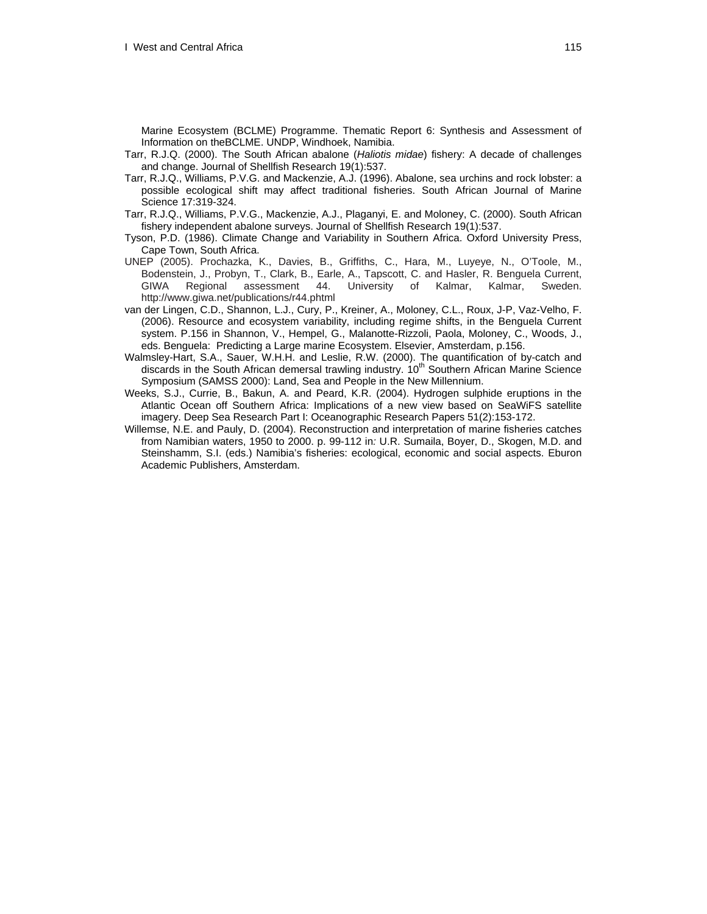Marine Ecosystem (BCLME) Programme. Thematic Report 6: Synthesis and Assessment of Information on theBCLME. UNDP, Windhoek, Namibia.

Tarr, R.J.Q. (2000). The South African abalone (*Haliotis midae*) fishery: A decade of challenges and change. Journal of Shellfish Research 19(1):537.

Tarr, R.J.Q., Williams, P.V.G. and Mackenzie, A.J. (1996). Abalone, sea urchins and rock lobster: a possible ecological shift may affect traditional fisheries. South African Journal of Marine Science 17:319-324.

Tarr, R.J.Q., Williams, P.V.G., Mackenzie, A.J., Plaganyi, E. and Moloney, C. (2000). South African fishery independent abalone surveys. Journal of Shellfish Research 19(1):537.

Tyson, P.D. (1986). Climate Change and Variability in Southern Africa. Oxford University Press, Cape Town, South Africa.

UNEP (2005). Prochazka, K., Davies, B., Griffiths, C., Hara, M., Luyeye, N., O'Toole, M., Bodenstein, J., Probyn, T., Clark, B., Earle, A., Tapscott, C. and Hasler, R. Benguela Current, GIWA Regional assessment 44. University of Kalmar, Kalmar, Sweden. http://www.giwa.net/publications/r44.phtml

van der Lingen, C.D., Shannon, L.J., Cury, P., Kreiner, A., Moloney, C.L., Roux, J-P, Vaz-Velho, F. (2006). Resource and ecosystem variability, including regime shifts, in the Benguela Current system. P.156 in Shannon, V., Hempel, G., Malanotte-Rizzoli, Paola, Moloney, C., Woods, J., eds. Benguela: Predicting a Large marine Ecosystem. Elsevier, Amsterdam, p.156.

Walmsley-Hart, S.A., Sauer, W.H.H. and Leslie, R.W. (2000). The quantification of by-catch and discards in the South African demersal trawling industry. 10th Southern African Marine Science Symposium (SAMSS 2000): Land, Sea and People in the New Millennium.

Weeks, S.J., Currie, B., Bakun, A. and Peard, K.R. (2004). Hydrogen sulphide eruptions in the Atlantic Ocean off Southern Africa: Implications of a new view based on SeaWiFS satellite imagery. Deep Sea Research Part I: Oceanographic Research Papers 51(2):153-172.

Willemse, N.E. and Pauly, D. (2004). Reconstruction and interpretation of marine fisheries catches from Namibian waters, 1950 to 2000. p. 99-112 in*:* U.R. Sumaila, Boyer, D., Skogen, M.D. and Steinshamm, S.I. (eds.) Namibia's fisheries: ecological, economic and social aspects. Eburon Academic Publishers, Amsterdam.